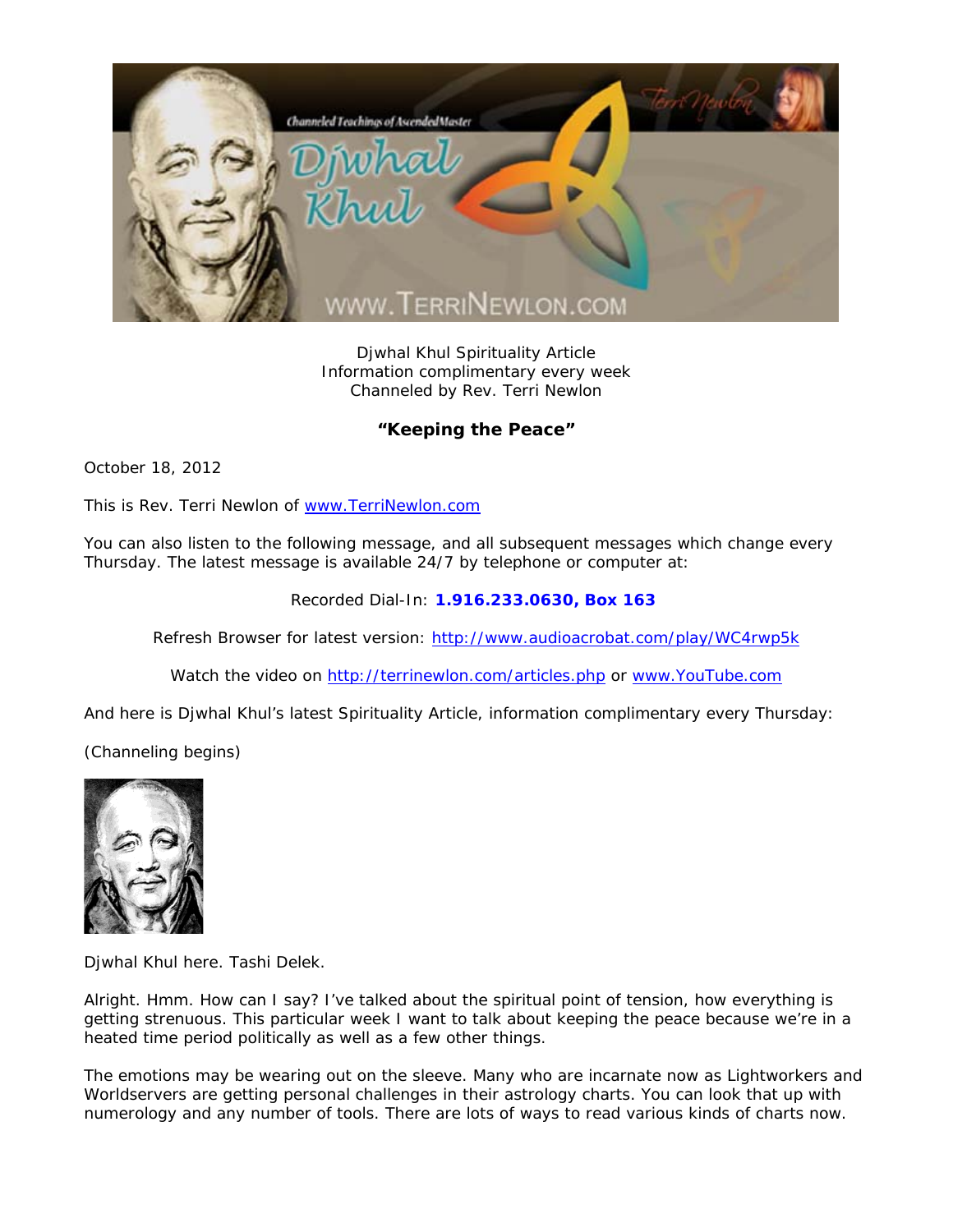Djwhal Khul Spirituality Article
Information complimentary every week
Channeled by Rev. Terri Newlon

## "Keeping the Peace"

October 18, 2012

This is Rev. Terri Newlon of www.TerriNewlon.com

You can also listen to the following message, and all subsequent messages which change every Thursday. The latest message is available 24/7 by telephone or computer at:

Recorded Dial-In: **1.916.233.0630, Box 163**

Refresh Browser for latest version: http://www.audioacrobat.com/play/WC4rwp5k

Watch the video on http://terrinewlon.com/articles.php or www.YouTube.com

And here is Djwhal Khul's latest Spirituality Article, information complimentary every Thursday:

(Channeling begins)

Djwhal Khul here. Tashi Delek.

Alright. Hmm. How can I say? I've talked about the spiritual point of tension, how everything is getting strenuous. This particular week I want to talk about keeping the peace because we're in a heated time period politically as well as a few other things.

The emotions may be wearing out on the sleeve. Many who are incarnate now as Lightworkers and Worldservers are getting personal challenges in their astrology charts. You can look that up with numerology and any number of tools. There are lots of ways to read various kinds of charts now.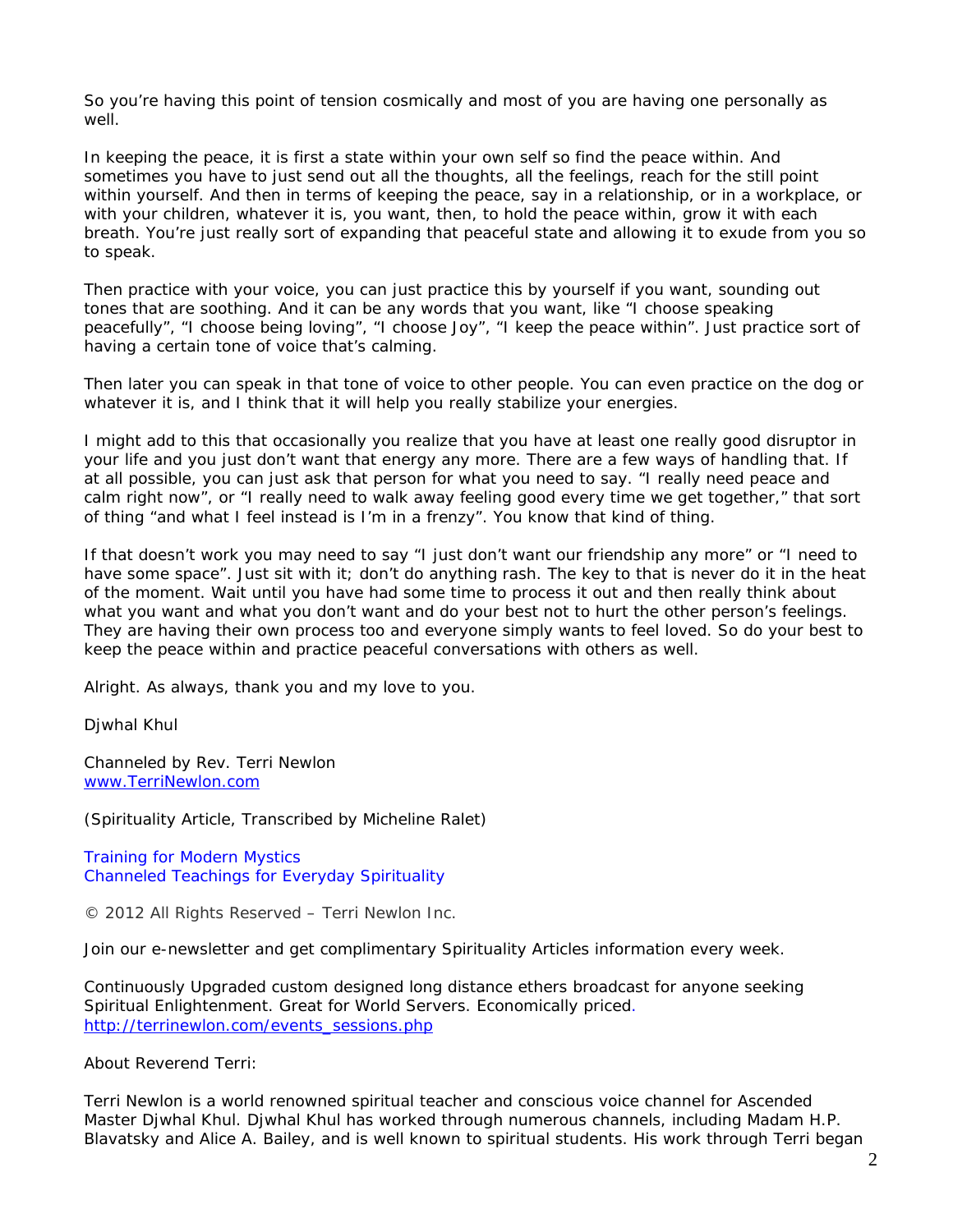So you're having this point of tension cosmically and most of you are having one personally as well.

In keeping the peace, it is first a state within your own self so find the peace within. And sometimes you have to just send out all the thoughts, all the feelings, reach for the still point within yourself. And then in terms of keeping the peace, say in a relationship, or in a workplace, or with your children, whatever it is, you want, then, to hold the peace within, grow it with each breath. You're just really sort of expanding that peaceful state and allowing it to exude from you so to speak.

Then practice with your voice, you can just practice this by yourself if you want, sounding out tones that are soothing. And it can be any words that you want, like "I choose speaking peacefully", "I choose being loving", "I choose Joy", "I keep the peace within". Just practice sort of having a certain tone of voice that's calming.

Then later you can speak in that tone of voice to other people. You can even practice on the dog or whatever it is, and I think that it will help you really stabilize your energies.

I might add to this that occasionally you realize that you have at least one really good disruptor in your life and you just don't want that energy any more. There are a few ways of handling that. If at all possible, you can just ask that person for what you need to say. "I really need peace and calm right now", or "I really need to walk away feeling good every time we get together," that sort of thing "and what I feel instead is I'm in a frenzy". You know that kind of thing.

If that doesn't work you may need to say "I just don't want our friendship any more" or "I need to have some space". Just sit with it; don't do anything rash. The key to that is never do it in the heat of the moment. Wait until you have had some time to process it out and then really think about what you want and what you don't want and do your best not to hurt the other person's feelings. They are having their own process too and everyone simply wants to feel loved. So do your best to keep the peace within and practice peaceful conversations with others as well.

Alright. As always, thank you and my love to you.

Djwhal Khul

Channeled by Rev. Terri Newlon
[www.TerriNewlon.com](http://www.TerriNewlon.com)

(Spirituality Article, Transcribed by Micheline Ralet)

Training for Modern Mystics
Channeled Teachings for Everyday Spirituality

© 2012 All Rights Reserved – Terri Newlon Inc.

Join our e-newsletter and get complimentary Spirituality Articles information every week.

Continuously Upgraded custom designed long distance ethers broadcast for anyone seeking Spiritual Enlightenment. Great for World Servers. Economically priced.
[http://terrinewlon.com/events_sessions.php](http://terrinewlon.com/events_sessions.php)

About Reverend Terri:

Terri Newlon is a world renowned spiritual teacher and conscious voice channel for Ascended Master Djwhal Khul. Djwhal Khul has worked through numerous channels, including Madam H.P. Blavatsky and Alice A. Bailey, and is well known to spiritual students. His work through Terri began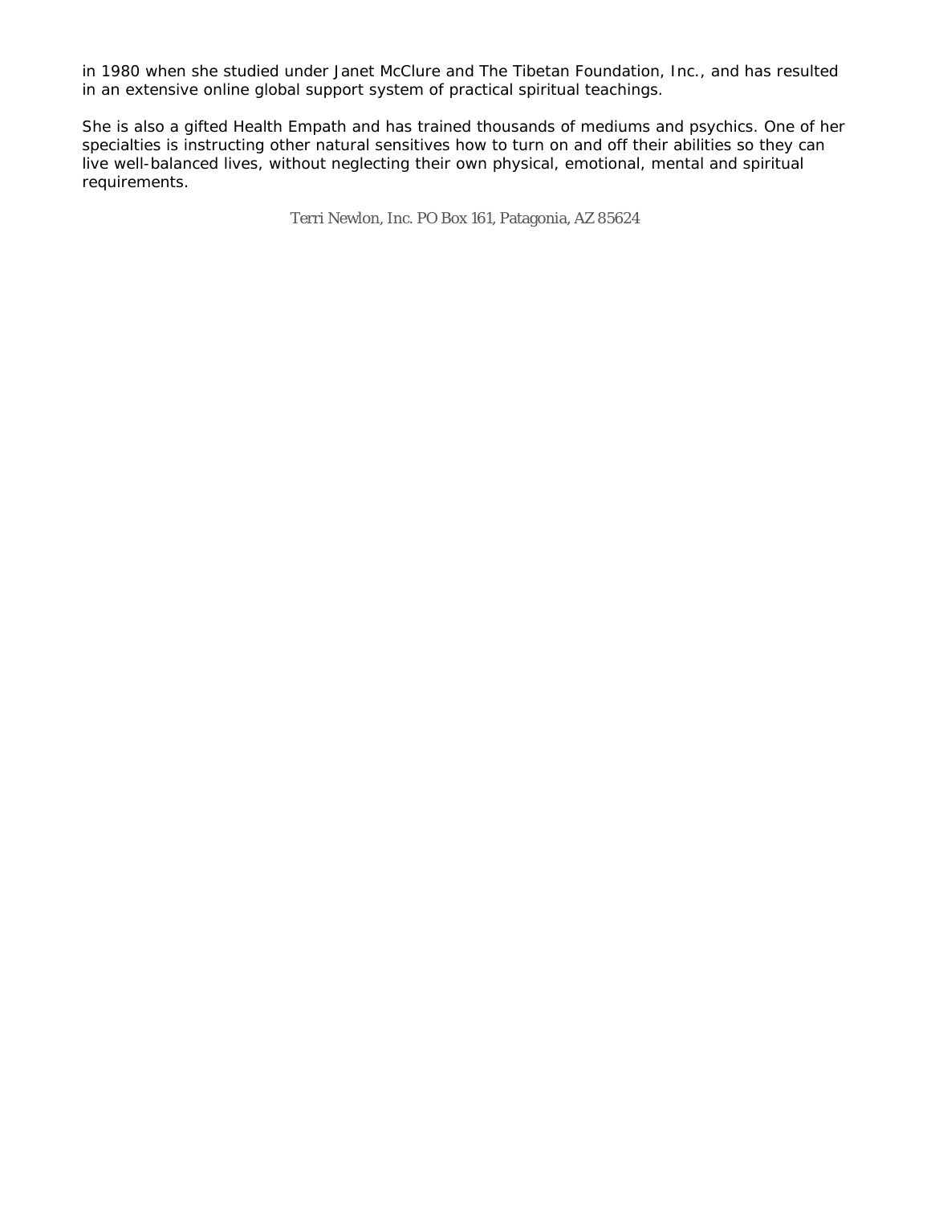in 1980 when she studied under Janet McClure and The Tibetan Foundation, Inc., and has resulted in an extensive online global support system of practical spiritual teachings.

She is also a gifted Health Empath and has trained thousands of mediums and psychics. One of her specialties is instructing other natural sensitives how to turn on and off their abilities so they can live well-balanced lives, without neglecting their own physical, emotional, mental and spiritual requirements.

Terri Newlon, Inc. PO Box 161, Patagonia, AZ 85624